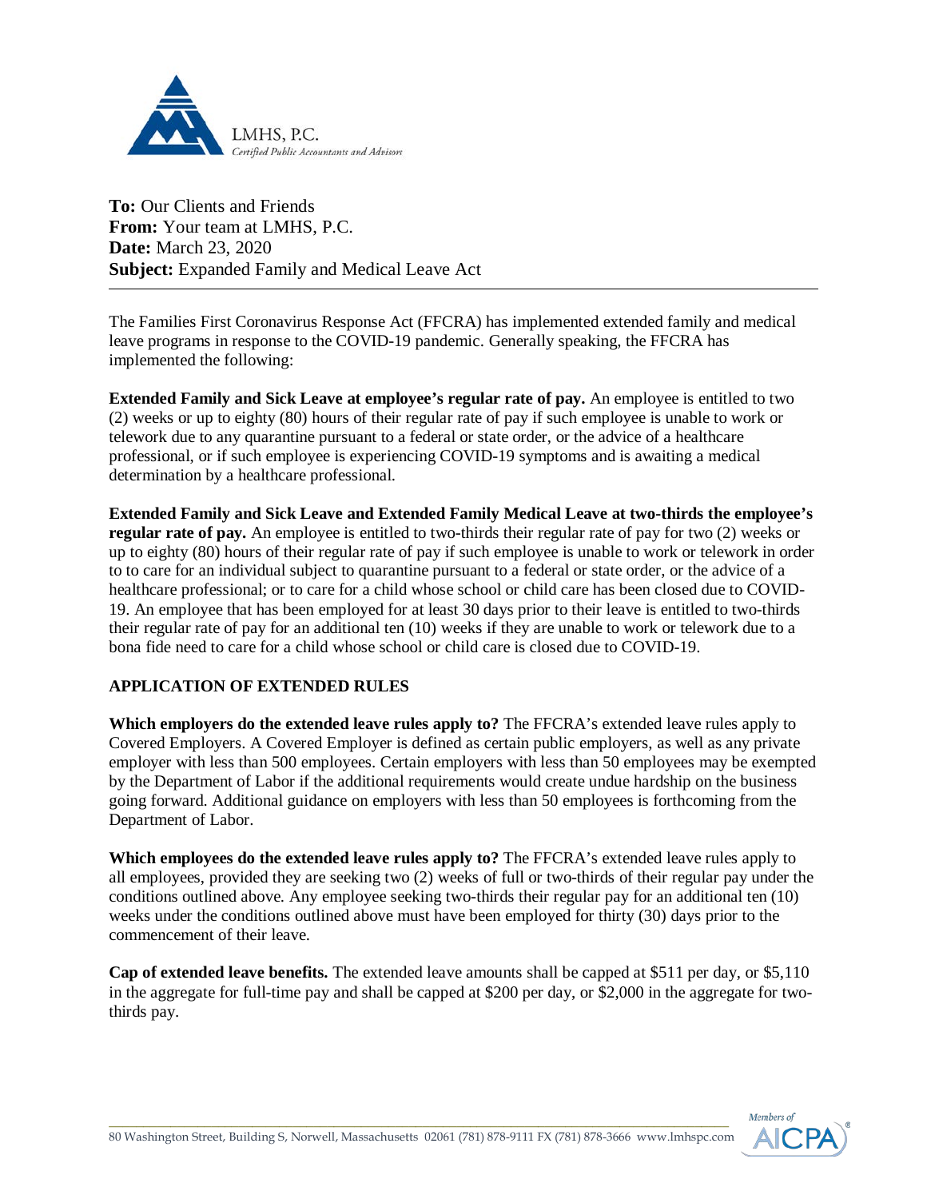LMHS, P.C.
*Certified Public Accountants and Advisors*

**To:** Our Clients and Friends
**From:** Your team at LMHS, P.C.
**Date:** March 23, 2020
**Subject:** Expanded Family and Medical Leave Act

---

The Families First Coronavirus Response Act (FFCRA) has implemented extended family and medical leave programs in response to the COVID-19 pandemic. Generally speaking, the FFCRA has implemented the following:

**Extended Family and Sick Leave at employee's regular rate of pay.** An employee is entitled to two (2) weeks or up to eighty (80) hours of their regular rate of pay if such employee is unable to work or telework due to any quarantine pursuant to a federal or state order, or the advice of a healthcare professional, or if such employee is experiencing COVID-19 symptoms and is awaiting a medical determination by a healthcare professional.

**Extended Family and Sick Leave and Extended Family Medical Leave at two-thirds the employee's regular rate of pay.** An employee is entitled to two-thirds their regular rate of pay for two (2) weeks or up to eighty (80) hours of their regular rate of pay if such employee is unable to work or telework in order to to care for an individual subject to quarantine pursuant to a federal or state order, or the advice of a healthcare professional; or to care for a child whose school or child care has been closed due to COVID-19. An employee that has been employed for at least 30 days prior to their leave is entitled to two-thirds their regular rate of pay for an additional ten (10) weeks if they are unable to work or telework due to a bona fide need to care for a child whose school or child care is closed due to COVID-19.

**APPLICATION OF EXTENDED RULES**

**Which employers do the extended leave rules apply to?** The FFCRA's extended leave rules apply to Covered Employers. A Covered Employer is defined as certain public employers, as well as any private employer with less than 500 employees. Certain employers with less than 50 employees may be exempted by the Department of Labor if the additional requirements would create undue hardship on the business going forward. Additional guidance on employers with less than 50 employees is forthcoming from the Department of Labor.

**Which employees do the extended leave rules apply to?** The FFCRA's extended leave rules apply to all employees, provided they are seeking two (2) weeks of full or two-thirds of their regular pay under the conditions outlined above. Any employee seeking two-thirds their regular pay for an additional ten (10) weeks under the conditions outlined above must have been employed for thirty (30) days prior to the commencement of their leave.

**Cap of extended leave benefits.** The extended leave amounts shall be capped at $511 per day, or $5,110 in the aggregate for full-time pay and shall be capped at $200 per day, or $2,000 in the aggregate for two-thirds pay.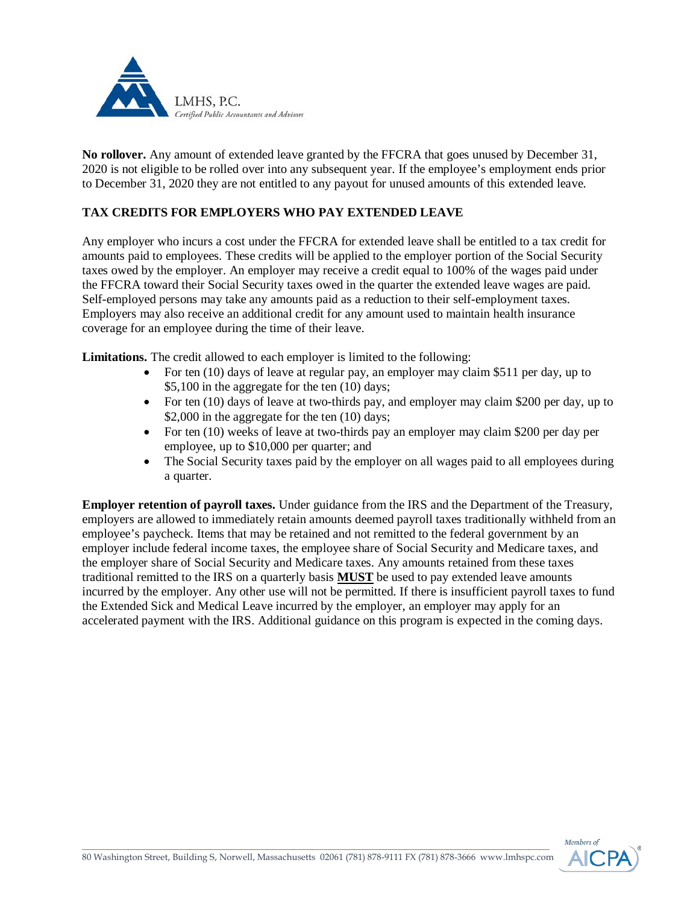**No rollover.** Any amount of extended leave granted by the FFCRA that goes unused by December 31, 2020 is not eligible to be rolled over into any subsequent year. If the employee's employment ends prior to December 31, 2020 they are not entitled to any payout for unused amounts of this extended leave.

## TAX CREDITS FOR EMPLOYERS WHO PAY EXTENDED LEAVE

Any employer who incurs a cost under the FFCRA for extended leave shall be entitled to a tax credit for amounts paid to employees. These credits will be applied to the employer portion of the Social Security taxes owed by the employer. An employer may receive a credit equal to 100% of the wages paid under the FFCRA toward their Social Security taxes owed in the quarter the extended leave wages are paid. Self-employed persons may take any amounts paid as a reduction to their self-employment taxes. Employers may also receive an additional credit for any amount used to maintain health insurance coverage for an employee during the time of their leave.

**Limitations.** The credit allowed to each employer is limited to the following:

- For ten (10) days of leave at regular pay, an employer may claim $511 per day, up to $5,100 in the aggregate for the ten (10) days;
- For ten (10) days of leave at two-thirds pay, and employer may claim $200 per day, up to $2,000 in the aggregate for the ten (10) days;
- For ten (10) weeks of leave at two-thirds pay an employer may claim $200 per day per employee, up to $10,000 per quarter; and
- The Social Security taxes paid by the employer on all wages paid to all employees during a quarter.

**Employer retention of payroll taxes.** Under guidance from the IRS and the Department of the Treasury, employers are allowed to immediately retain amounts deemed payroll taxes traditionally withheld from an employee's paycheck. Items that may be retained and not remitted to the federal government by an employer include federal income taxes, the employee share of Social Security and Medicare taxes, and the employer share of Social Security and Medicare taxes. Any amounts retained from these taxes traditional remitted to the IRS on a quarterly basis **MUST** be used to pay extended leave amounts incurred by the employer. Any other use will not be permitted. If there is insufficient payroll taxes to fund the Extended Sick and Medical Leave incurred by the employer, an employer may apply for an accelerated payment with the IRS. Additional guidance on this program is expected in the coming days.